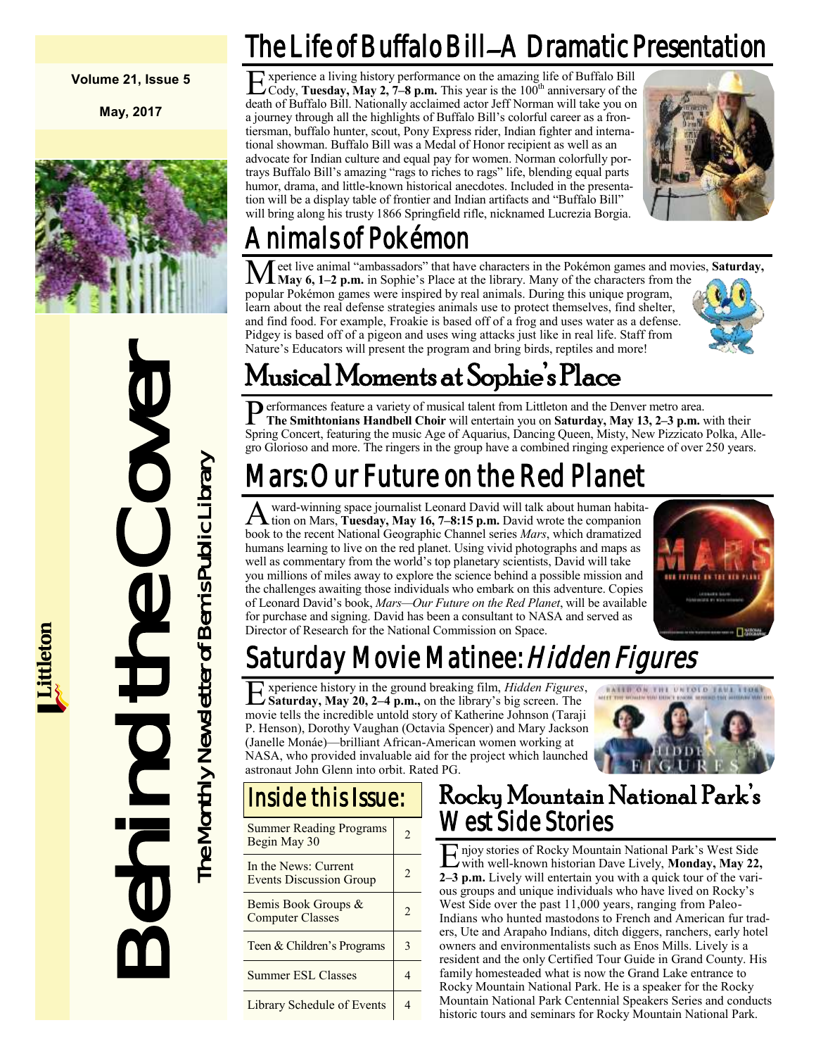**Volume 21, Issue 5**

**May, 2017**

Littleton

# Behind the Cover

The Monthly Newsletter of Bemis Public Library

## The Life of Buffalo Bill—A Dramatic Presentation

Experience a living history performance on the amazing life of Buffalo Bill Cody, **Tuesday, May 2, 7–8 p.m.** This year is the 100th anniversary of the death of Buffalo Bill. Nationally acclaimed actor Jeff Norman will take you on a journey through all the highlights of Buffalo Bill's colorful career as a frontiersman, buffalo hunter, scout, Pony Express rider, Indian fighter and international showman. Buffalo Bill was a Medal of Honor recipient as well as an advocate for Indian culture and equal pay for women. Norman colorfully portrays Buffalo Bill's amazing "rags to riches to rags" life, blending equal parts humor, drama, and little-known historical anecdotes. Included in the presentation will be a display table of frontier and Indian artifacts and "Buffalo Bill" will bring along his trusty 1866 Springfield rifle, nicknamed Lucrezia Borgia.

## Animals of Pokémon

Meet live animal "ambassadors" that have characters in the Pokémon games and movies, **Saturday, May 6, 1–2 p.m.** in Sophie's Place at the library. Many of the characters from the popular Pokémon games were inspired by real animals. During this unique program, learn about the real defense strategies animals use to protect themselves, find shelter, and find food. For example, Froakie is based off of a frog and uses water as a defense. Pidgey is based off of a pigeon and uses wing attacks just like in real life. Staff from Nature's Educators will present the program and bring birds, reptiles and more!

## Musical Moments at Sophie's Place

Performances feature a variety of musical talent from Littleton and the Denver metro area. **The Smithtonians Handbell Choir** will entertain you on **Saturday, May 13, 2–3 p.m.** with their Spring Concert, featuring the music Age of Aquarius, Dancing Queen, Misty, New Pizzicato Polka, Allegro Glorioso and more. The ringers in the group have a combined ringing experience of over 250 years.

## Mars: Our Future on the Red Planet

Award-winning space journalist Leonard David will talk about human habitation on Mars, **Tuesday, May 16, 7–8:15 p.m.** David wrote the companion book to the recent National Geographic Channel series *Mars*, which dramatized humans learning to live on the red planet. Using vivid photographs and maps as well as commentary from the world's top planetary scientists, David will take you millions of miles away to explore the science behind a possible mission and the challenges awaiting those individuals who embark on this adventure. Copies of Leonard David's book, *Mars—Our Future on the Red Planet*, will be available for purchase and signing. David has been a consultant to NASA and served as Director of Research for the National Commission on Space.

## Saturday Movie Matinee: *Hidden Figures*

Experience history in the ground breaking film, *Hidden Figures*, **Saturday, May 20, 2–4 p.m.,** on the library's big screen. The movie tells the incredible untold story of Katherine Johnson (Taraji P. Henson), Dorothy Vaughan (Octavia Spencer) and Mary Jackson (Janelle Monáe)—brilliant African-American women working at NASA, who provided invaluable aid for the project which launched astronaut John Glenn into orbit. Rated PG.

## Inside this Issue:

| | |
|---|---|
| Summer Reading Programs Begin May 30 | 2 |
| In the News: Current Events Discussion Group | 2 |
| Bemis Book Groups & Computer Classes | 2 |
| Teen & Children's Programs | 3 |
| Summer ESL Classes | 4 |
| Library Schedule of Events | 4 |

## Rocky Mountain National Park's West Side Stories

Enjoy stories of Rocky Mountain National Park's West Side with well-known historian Dave Lively, **Monday, May 22, 2–3 p.m.** Lively will entertain you with a quick tour of the various groups and unique individuals who have lived on Rocky's West Side over the past 11,000 years, ranging from Paleo-Indians who hunted mastodons to French and American fur traders, Ute and Arapaho Indians, ditch diggers, ranchers, early hotel owners and environmentalists such as Enos Mills. Lively is a resident and the only Certified Tour Guide in Grand County. His family homesteaded what is now the Grand Lake entrance to Rocky Mountain National Park. He is a speaker for the Rocky Mountain National Park Centennial Speakers Series and conducts historic tours and seminars for Rocky Mountain National Park.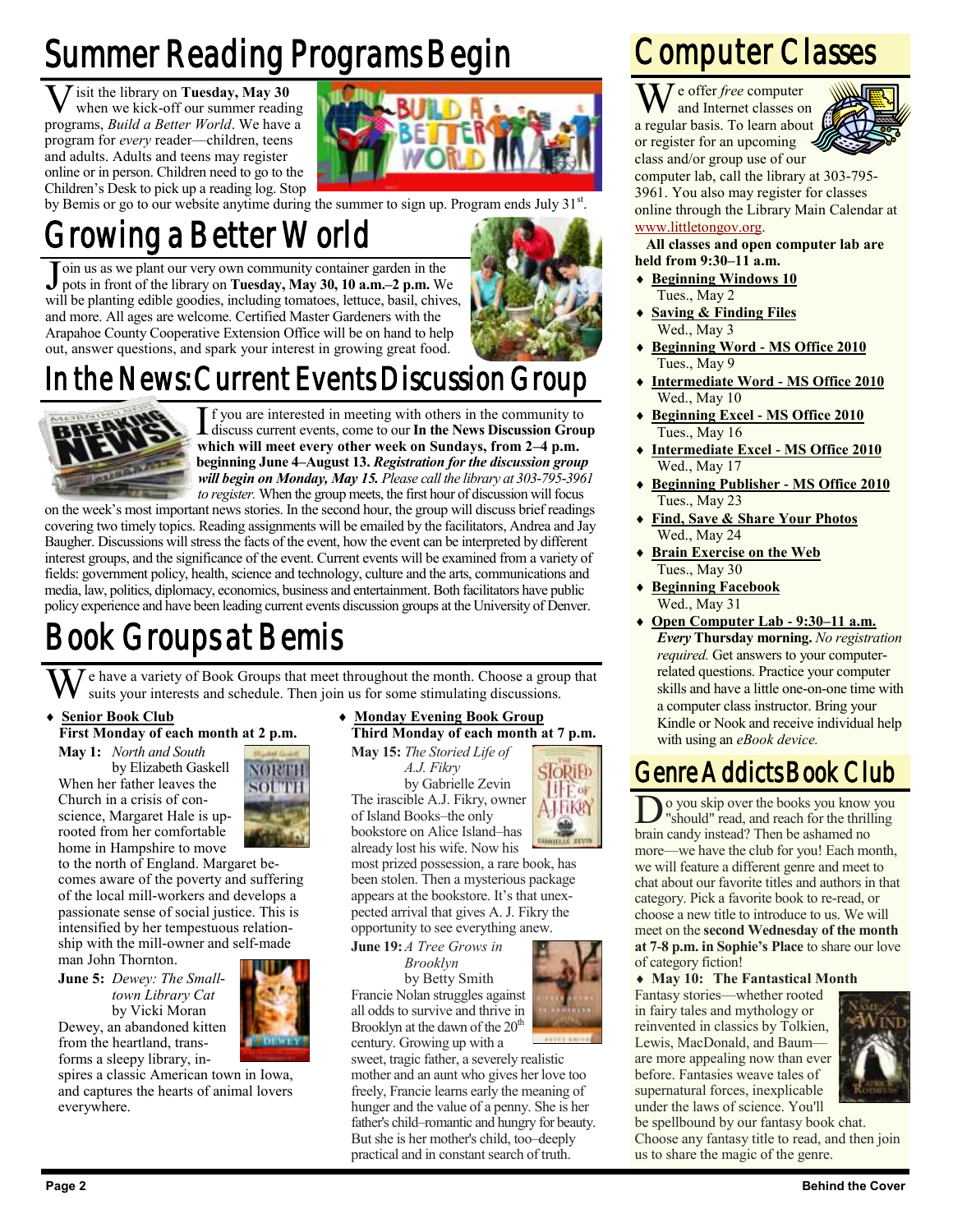# Summer Reading Programs Begin

Visit the library on **Tuesday, May 30** when we kick-off our summer reading programs, *Build a Better World*. We have a program for *every* reader—children, teens and adults. Adults and teens may register online or in person. Children need to go to the Children's Desk to pick up a reading log. Stop by Bemis or go to our website anytime during the summer to sign up. Program ends July 31st.

# Growing a Better World

Join us as we plant our very own community container garden in the pots in front of the library on **Tuesday, May 30, 10 a.m.–2 p.m.** We will be planting edible goodies, including tomatoes, lettuce, basil, chives, and more. All ages are welcome. Certified Master Gardeners with the Arapahoe County Cooperative Extension Office will be on hand to help out, answer questions, and spark your interest in growing great food.

# In the News: Current Events Discussion Group

If you are interested in meeting with others in the community to discuss current events, come to our **In the News Discussion Group which will meet every other week on Sundays, from 2–4 p.m. beginning June 4–August 13.** ***Registration for the discussion group will begin on Monday, May 15.*** *Please call the library at 303-795-3961 to register.* When the group meets, the first hour of discussion will focus on the week's most important news stories. In the second hour, the group will discuss brief readings covering two timely topics. Reading assignments will be emailed by the facilitators, Andrea and Jay Baugher. Discussions will stress the facts of the event, how the event can be interpreted by different interest groups, and the significance of the event. Current events will be examined from a variety of fields: government policy, health, science and technology, culture and the arts, communications and media, law, politics, diplomacy, economics, business and entertainment. Both facilitators have public policy experience and have been leading current events discussion groups at the University of Denver.

# Book Groups at Bemis

We have a variety of Book Groups that meet throughout the month. Choose a group that suits your interests and schedule. Then join us for some stimulating discussions.

- **Senior Book Club**
  **First Monday of each month at 2 p.m.**

**May 1:** *North and South* by Elizabeth Gaskell
When her father leaves the Church in a crisis of conscience, Margaret Hale is uprooted from her comfortable home in Hampshire to move to the north of England. Margaret becomes aware of the poverty and suffering of the local mill-workers and develops a passionate sense of social justice. This is intensified by her tempestuous relationship with the mill-owner and self-made man John Thornton.

**June 5:** *Dewey: The Small-town Library Cat* by Vicki Moran
Dewey, an abandoned kitten from the heartland, transforms a sleepy library, inspires a classic American town in Iowa, and captures the hearts of animal lovers everywhere.

- **Monday Evening Book Group**
  **Third Monday of each month at 7 p.m.**

**May 15:** *The Storied Life of A.J. Fikry* by Gabrielle Zevin
The irascible A.J. Fikry, owner of Island Books–the only bookstore on Alice Island–has already lost his wife. Now his most prized possession, a rare book, has been stolen. Then a mysterious package appears at the bookstore. It's that unexpected arrival that gives A. J. Fikry the opportunity to see everything anew.

**June 19:** *A Tree Grows in Brooklyn* by Betty Smith
Francie Nolan struggles against all odds to survive and thrive in Brooklyn at the dawn of the 20th century. Growing up with a sweet, tragic father, a severely realistic mother and an aunt who gives her love too freely, Francie learns early the meaning of hunger and the value of a penny. She is her father's child–romantic and hungry for beauty. But she is her mother's child, too–deeply practical and in constant search of truth.

# Computer Classes

We offer *free* computer and Internet classes on a regular basis. To learn about or register for an upcoming class and/or group use of our computer lab, call the library at 303-795-3961. You also may register for classes online through the Library Main Calendar at www.littletongov.org.

**All classes and open computer lab are held from 9:30–11 a.m.**

- **Beginning Windows 10**
  Tues., May 2
- **Saving & Finding Files**
  Wed., May 3
- **Beginning Word - MS Office 2010**
  Tues., May 9
- **Intermediate Word - MS Office 2010**
  Wed., May 10
- **Beginning Excel - MS Office 2010**
  Tues., May 16
- **Intermediate Excel - MS Office 2010**
  Wed., May 17
- **Beginning Publisher - MS Office 2010**
  Tues., May 23
- **Find, Save & Share Your Photos**
  Wed., May 24
- **Brain Exercise on the Web**
  Tues., May 30
- **Beginning Facebook**
  Wed., May 31
- **Open Computer Lab - 9:30–11 a.m.**
  ***Every*** **Thursday morning.** *No registration required.* Get answers to your computer-related questions. Practice your computer skills and have a little one-on-one time with a computer class instructor. Bring your Kindle or Nook and receive individual help with using an *eBook device.*

# Genre Addicts Book Club

Do you skip over the books you know you "should" read, and reach for the thrilling brain candy instead? Then be ashamed no more—we have the club for you! Each month, we will feature a different genre and meet to chat about our favorite titles and authors in that category. Pick a favorite book to re-read, or choose a new title to introduce to us. We will meet on the **second Wednesday of the month at 7-8 p.m. in Sophie's Place** to share our love of category fiction!

- **May 10: The Fantastical Month**

Fantasy stories—whether rooted in fairy tales and mythology or reinvented in classics by Tolkien, Lewis, MacDonald, and Baum—are more appealing now than ever before. Fantasies weave tales of supernatural forces, inexplicable under the laws of science. You'll be spellbound by our fantasy book chat. Choose any fantasy title to read, and then join us to share the magic of the genre.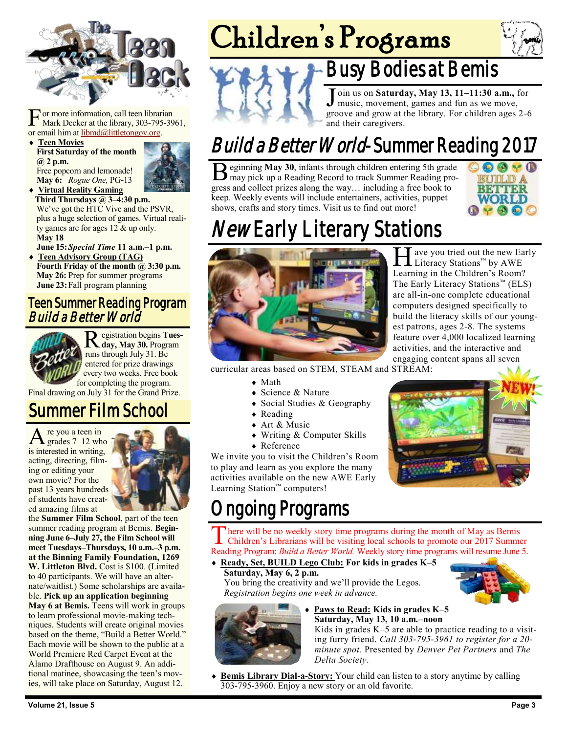# The Teen Deck

For more information, call teen librarian Mark Decker at the library, 303-795-3961, or email him at libmd@littletongov.org.

- **Teen Movies**
  **First Saturday of the month @ 2 p.m.**
  Free popcorn and lemonade!
  **May 6:** *Rogue One,* PG-13
- **Virtual Reality Gaming**
  **Third Thursdays @ 3–4:30 p.m.**
  We've got the HTC Vive and the PSVR, plus a huge selection of games. Virtual reality games are for ages 12 & up only.
  **May 18**
  **June 15:** ***Special Time*** **11 a.m.–1 p.m.**
- **Teen Advisory Group (TAG)**
  **Fourth Friday of the month @ 3:30 p.m.**
  **May 26:** Prep for summer programs
  **June 23:** Fall program planning

## Teen Summer Reading Program *Build a Better World*

Registration begins **Tuesday, May 30.** Program runs through July 31. Be entered for prize drawings every two weeks. Free book for completing the program. Final drawing on July 31 for the Grand Prize.

## Summer Film School

Are you a teen in grades 7–12 who is interested in writing, acting, directing, filming or editing your own movie? For the past 13 years hundreds of students have created amazing films at the **Summer Film School**, part of the teen summer reading program at Bemis. **Beginning June 6–July 27, the Film School will meet Tuesdays–Thursdays, 10 a.m.–3 p.m. at the Binning Family Foundation, 1269 W. Littleton Blvd.** Cost is $100. (Limited to 40 participants. We will have an alternate/waitlist.) Some scholarships are available. **Pick up an application beginning May 6 at Bemis.** Teens will work in groups to learn professional movie-making techniques. Students will create original movies based on the theme, "Build a Better World." Each movie will be shown to the public at a World Premiere Red Carpet Event at the Alamo Drafthouse on August 9. An additional matinee, showcasing the teen's movies, will take place on Saturday, August 12.

# Children's Programs

## Busy Bodies at Bemis

Join us on **Saturday, May 13, 11–11:30 a.m.,** for music, movement, games and fun as we move, groove and grow at the library. For children ages 2-6 and their caregivers.

## *Build a Better World*- Summer Reading 2017

Beginning **May 30**, infants through children entering 5th grade may pick up a Reading Record to track Summer Reading progress and collect prizes along the way… including a free book to keep. Weekly events will include entertainers, activities, puppet shows, crafts and story times. Visit us to find out more!

## *New* Early Literacy Stations

Have you tried out the new Early Literacy Stations™ by AWE Learning in the Children's Room? The Early Literacy Stations™ (ELS) are all-in-one complete educational computers designed specifically to build the literacy skills of our youngest patrons, ages 2-8. The systems feature over 4,000 localized learning activities, and the interactive and engaging content spans all seven curricular areas based on STEM, STEAM and STREAM:

- Math
- Science & Nature
- Social Studies & Geography
- Reading
- Art & Music
- Writing & Computer Skills
- Reference

We invite you to visit the Children's Room to play and learn as you explore the many activities available on the new AWE Early Learning Station™ computers!

## Ongoing Programs

There will be no weekly story time programs during the month of May as Bemis Children's Librarians will be visiting local schools to promote our 2017 Summer Reading Program: *Build a Better World.* Weekly story time programs will resume June 5.

- **Ready, Set, BUILD Lego Club: For kids in grades K–5**
  **Saturday, May 6, 2 p.m.**
  You bring the creativity and we'll provide the Legos.
  *Registration begins one week in advance.*
- **Paws to Read: Kids in grades K–5**
  **Saturday, May 13, 10 a.m.–noon**
  Kids in grades K–5 are able to practice reading to a visiting furry friend. *Call 303-795-3961 to register for a 20-minute spot.* Presented by *Denver Pet Partners* and *The Delta Society*.
- **Bemis Library Dial-a-Story:** Your child can listen to a story anytime by calling 303-795-3960. Enjoy a new story or an old favorite.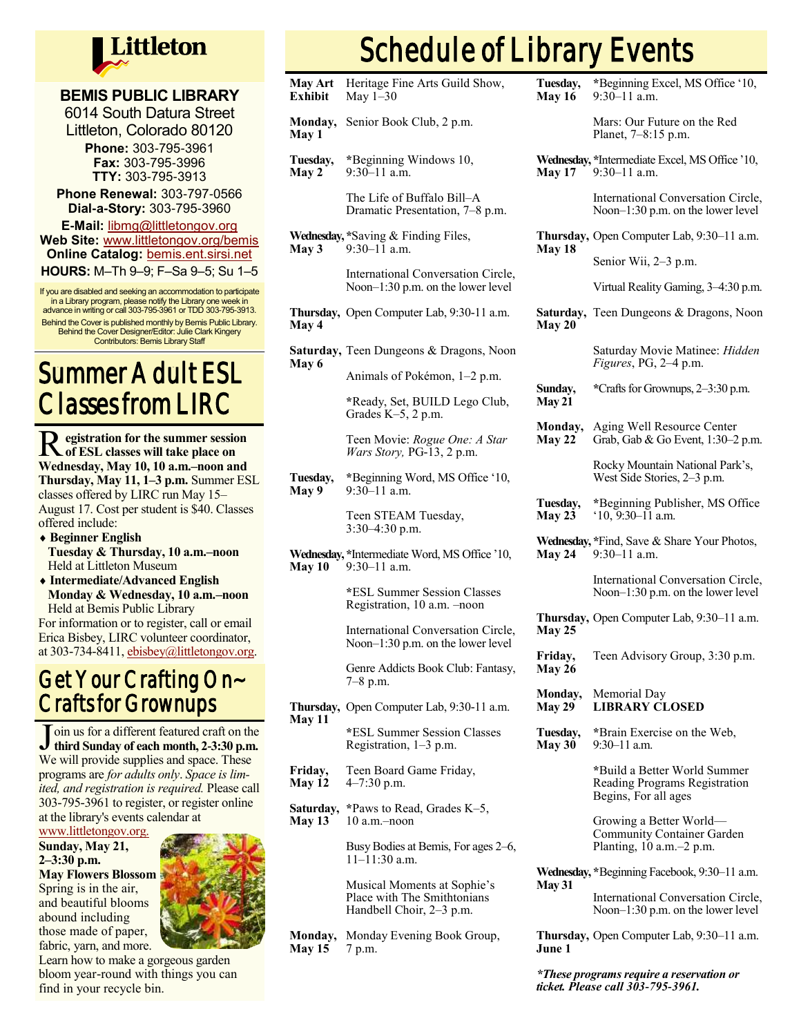# Littleton

**BEMIS PUBLIC LIBRARY**
6014 South Datura Street
Littleton, Colorado 80120

**Phone:** 303-795-3961
**Fax:** 303-795-3996
**TTY:** 303-795-3913

**Phone Renewal:** 303-797-0566
**Dial-a-Story:** 303-795-3960

**E-Mail:** libmg@littletongov.org
**Web Site:** www.littletongov.org/bemis
**Online Catalog:** bemis.ent.sirsi.net

**HOURS:** M–Th 9–9; F–Sa 9–5; Su 1–5

If you are disabled and seeking an accommodation to participate in a Library program, please notify the Library one week in advance in writing or call 303-795-3961 or TDD 303-795-3913.

Behind the Cover is published monthly by Bemis Public Library. Behind the Cover Designer/Editor: Julie Clark Kingery Contributors: Bemis Library Staff

## Summer Adult ESL Classes from LIRC

**Registration for the summer session of ESL classes will take place on Wednesday, May 10, 10 a.m.–noon and Thursday, May 11, 1–3 p.m.** Summer ESL classes offered by LIRC run May 15–August 17. Cost per student is $40. Classes offered include:

- **Beginner English**
  **Tuesday & Thursday, 10 a.m.–noon**
  Held at Littleton Museum
- **Intermediate/Advanced English**
  **Monday & Wednesday, 10 a.m.–noon**
  Held at Bemis Public Library

For information or to register, call or email Erica Bisbey, LIRC volunteer coordinator, at 303-734-8411, ebisbey@littletongov.org.

## Get Your Crafting On~ Crafts for Grownups

Join us for a different featured craft on the **third Sunday of each month, 2-3:30 p.m.** We will provide supplies and space. These programs are *for adults only*. *Space is limited, and registration is required.* Please call 303-795-3961 to register, or register online at the library's events calendar at www.littletongov.org.

**Sunday, May 21, 2–3:30 p.m.**
**May Flowers Blossom**
Spring is in the air, and beautiful blooms abound including those made of paper, fabric, yarn, and more. Learn how to make a gorgeous garden bloom year-round with things you can find in your recycle bin.

# Schedule of Library Events

**May Art Exhibit** — Heritage Fine Arts Guild Show, May 1–30

**Monday, May 1**
- Senior Book Club, 2 p.m.

**Tuesday, May 2**
- *Beginning Windows 10, 9:30–11 a.m.
- The Life of Buffalo Bill–A Dramatic Presentation, 7–8 p.m.

**Wednesday, May 3**
- *Saving & Finding Files, 9:30–11 a.m.
- International Conversation Circle, Noon–1:30 p.m. on the lower level

**Thursday, May 4**
- Open Computer Lab, 9:30-11 a.m.

**Saturday, May 6**
- Teen Dungeons & Dragons, Noon
- Animals of Pokémon, 1–2 p.m.
- *Ready, Set, BUILD Lego Club, Grades K–5, 2 p.m.
- Teen Movie: *Rogue One: A Star Wars Story,* PG-13, 2 p.m.

**Tuesday, May 9**
- *Beginning Word, MS Office '10, 9:30–11 a.m.
- Teen STEAM Tuesday, 3:30–4:30 p.m.

**Wednesday, May 10**
- *Intermediate Word, MS Office '10, 9:30–11 a.m.
- *ESL Summer Session Classes Registration, 10 a.m. –noon
- International Conversation Circle, Noon–1:30 p.m. on the lower level
- Genre Addicts Book Club: Fantasy, 7–8 p.m.

**Thursday, May 11**
- Open Computer Lab, 9:30-11 a.m.
- *ESL Summer Session Classes Registration, 1–3 p.m.

**Friday, May 12**
- Teen Board Game Friday, 4–7:30 p.m.

**Saturday, May 13**
- *Paws to Read, Grades K–5, 10 a.m.–noon
- Busy Bodies at Bemis, For ages 2–6, 11–11:30 a.m.
- Musical Moments at Sophie's Place with The Smithtonians Handbell Choir, 2–3 p.m.

**Monday, May 15**
- Monday Evening Book Group, 7 p.m.

**Tuesday, May 16**
- *Beginning Excel, MS Office '10, 9:30–11 a.m.
- Mars: Our Future on the Red Planet, 7–8:15 p.m.

**Wednesday, May 17**
- *Intermediate Excel, MS Office '10, 9:30–11 a.m.
- International Conversation Circle, Noon–1:30 p.m. on the lower level

**Thursday, May 18**
- Open Computer Lab, 9:30–11 a.m.
- Senior Wii, 2–3 p.m.
- Virtual Reality Gaming, 3–4:30 p.m.

**Saturday, May 20**
- Teen Dungeons & Dragons, Noon
- Saturday Movie Matinee: *Hidden Figures*, PG, 2–4 p.m.

**Sunday, May 21**
- *Crafts for Grownups, 2–3:30 p.m.

**Monday, May 22**
- Aging Well Resource Center Grab, Gab & Go Event, 1:30–2 p.m.
- Rocky Mountain National Park's, West Side Stories, 2–3 p.m.

**Tuesday, May 23**
- *Beginning Publisher, MS Office '10, 9:30–11 a.m.

**Wednesday, May 24**
- *Find, Save & Share Your Photos, 9:30–11 a.m.
- International Conversation Circle, Noon–1:30 p.m. on the lower level

**Thursday, May 25**
- Open Computer Lab, 9:30–11 a.m.

**Friday, May 26**
- Teen Advisory Group, 3:30 p.m.

**Monday, May 29**
- Memorial Day
  **LIBRARY CLOSED**

**Tuesday, May 30**
- *Brain Exercise on the Web, 9:30–11 a.m.
- *Build a Better World Summer Reading Programs Registration Begins, For all ages
- Growing a Better World—Community Container Garden Planting, 10 a.m.–2 p.m.

**Wednesday, May 31**
- *Beginning Facebook, 9:30–11 a.m.
- International Conversation Circle, Noon–1:30 p.m. on the lower level

**Thursday, June 1**
- Open Computer Lab, 9:30–11 a.m.

***These programs require a reservation or ticket. Please call 303-795-3961.***